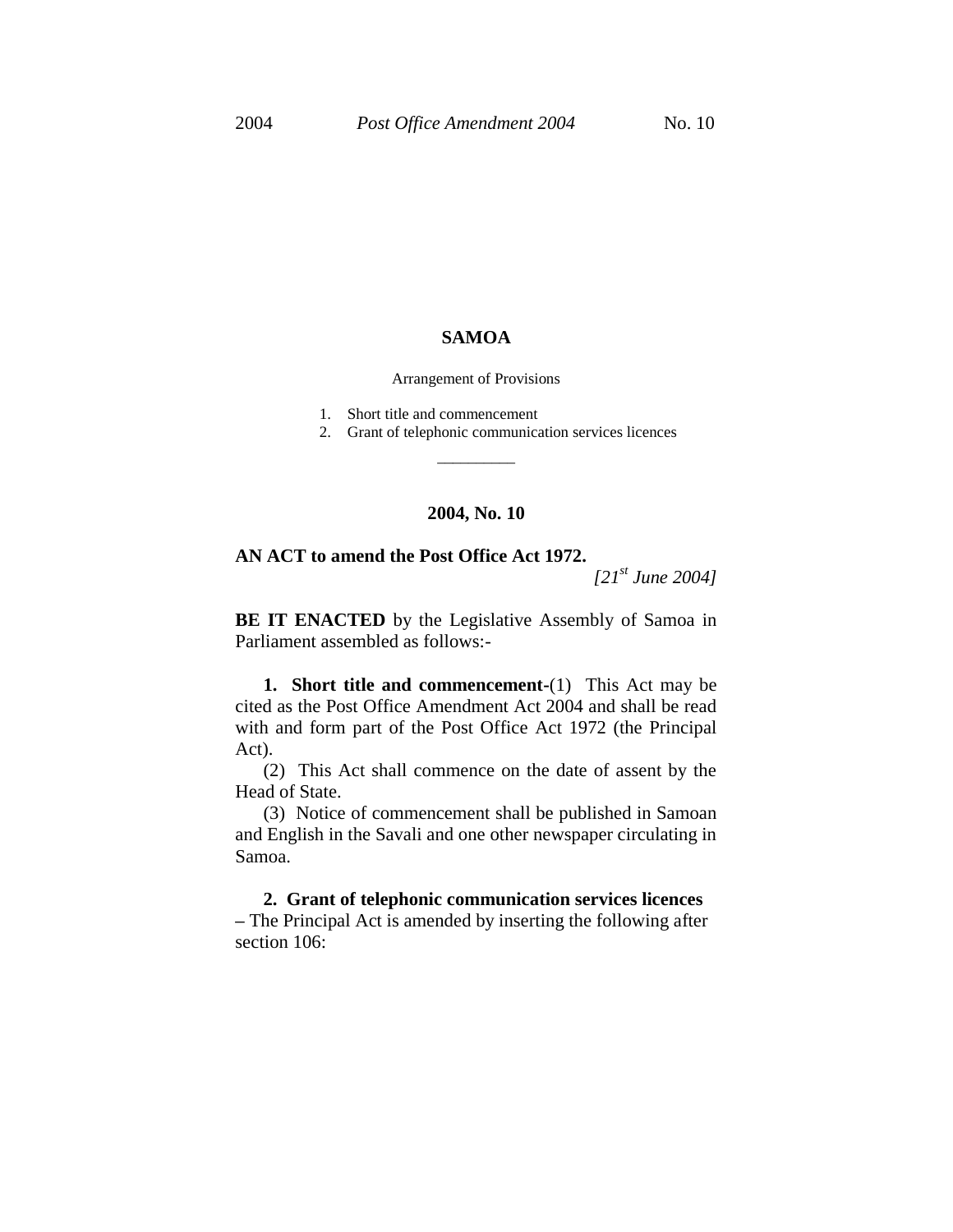# SAMOA

Arrangement of Provisions

1. Short title and commencement
2. Grant of telephonic communication services licences

---

## 2004, No. 10

**AN ACT to amend the Post Office Act 1972.**

*[21st June 2004]*

**BE IT ENACTED** by the Legislative Assembly of Samoa in Parliament assembled as follows:-

**1. Short title and commencement-**(1) This Act may be cited as the Post Office Amendment Act 2004 and shall be read with and form part of the Post Office Act 1972 (the Principal Act).

(2) This Act shall commence on the date of assent by the Head of State.

(3) Notice of commencement shall be published in Samoan and English in the Savali and one other newspaper circulating in Samoa.

**2. Grant of telephonic communication services licences –** The Principal Act is amended by inserting the following after section 106: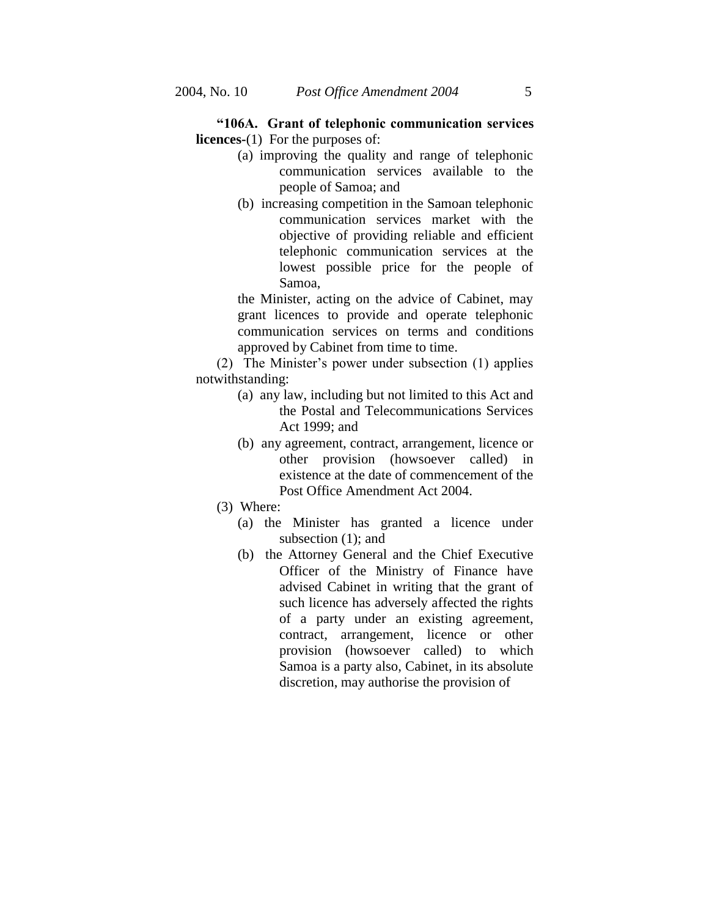**"106A. Grant of telephonic communication services licences**-(1) For the purposes of:

(a) improving the quality and range of telephonic communication services available to the people of Samoa; and

(b) increasing competition in the Samoan telephonic communication services market with the objective of providing reliable and efficient telephonic communication services at the lowest possible price for the people of Samoa,

the Minister, acting on the advice of Cabinet, may grant licences to provide and operate telephonic communication services on terms and conditions approved by Cabinet from time to time.

(2) The Minister's power under subsection (1) applies notwithstanding:

(a) any law, including but not limited to this Act and the Postal and Telecommunications Services Act 1999; and

(b) any agreement, contract, arrangement, licence or other provision (howsoever called) in existence at the date of commencement of the Post Office Amendment Act 2004.

(3) Where:

(a) the Minister has granted a licence under subsection (1); and

(b) the Attorney General and the Chief Executive Officer of the Ministry of Finance have advised Cabinet in writing that the grant of such licence has adversely affected the rights of a party under an existing agreement, contract, arrangement, licence or other provision (howsoever called) to which Samoa is a party also, Cabinet, in its absolute discretion, may authorise the provision of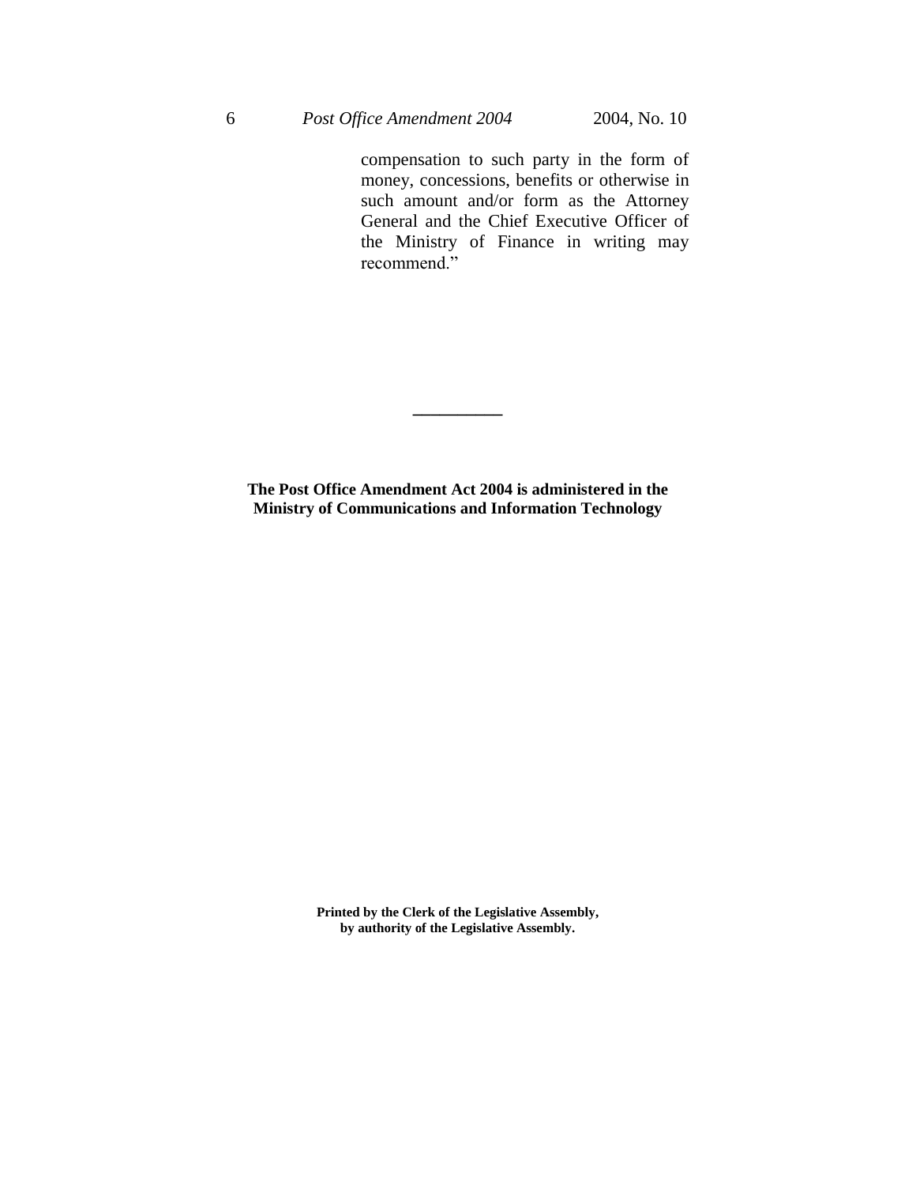compensation to such party in the form of money, concessions, benefits or otherwise in such amount and/or form as the Attorney General and the Chief Executive Officer of the Ministry of Finance in writing may recommend."

---

**The Post Office Amendment Act 2004 is administered in the Ministry of Communications and Information Technology**

**Printed by the Clerk of the Legislative Assembly, by authority of the Legislative Assembly.**